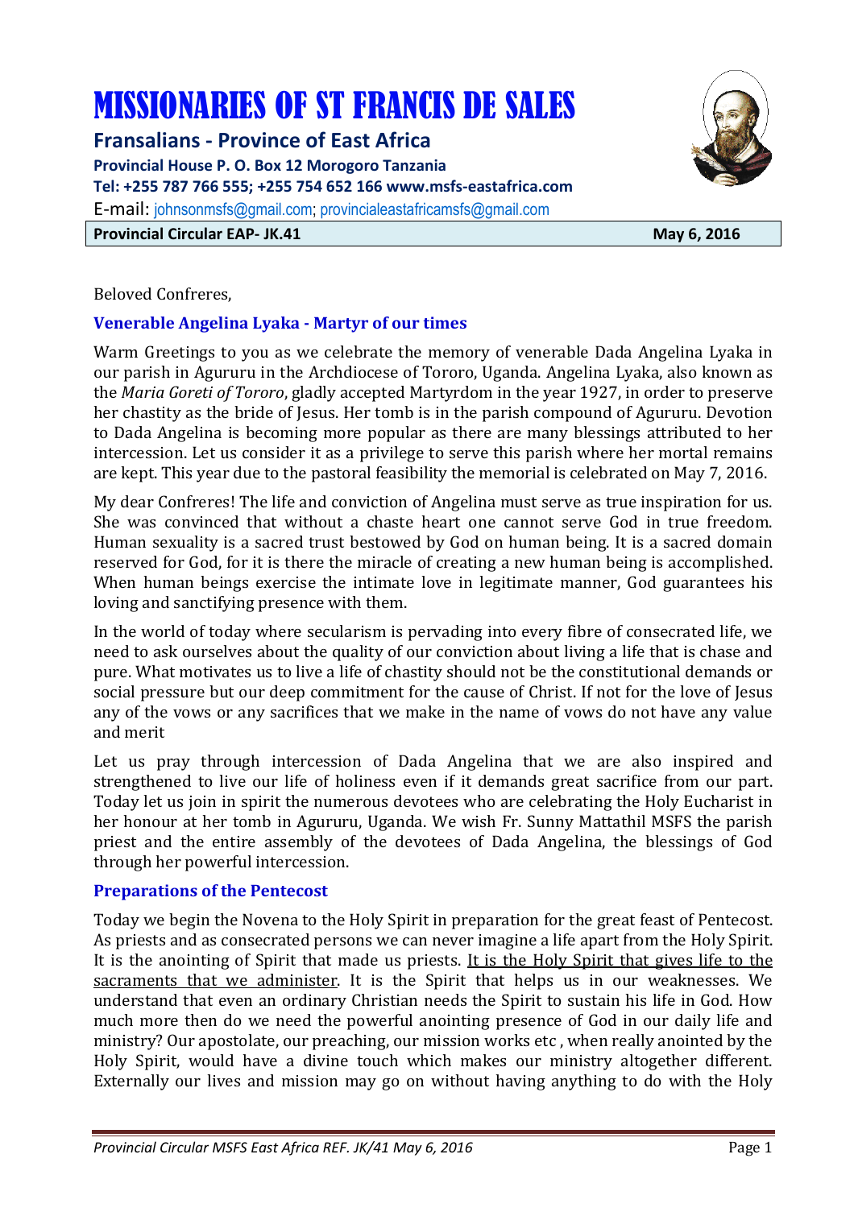# MISSIONARIES OF ST FRANCIS DE SALES

## Fransalians - Province of East Africa

**Provincial House P. O. Box 12 Morogoro Tanzania**
**Tel: +255 787 766 555; +255 754 652 166 www.msfs-eastafrica.com**
E-mail: johnsonmsfs@gmail.com; provincialeastafricamsfs@gmail.com

**Provincial Circular EAP- JK.41** **May 6, 2016**

Beloved Confreres,

### Venerable Angelina Lyaka - Martyr of our times

Warm Greetings to you as we celebrate the memory of venerable Dada Angelina Lyaka in our parish in Agururu in the Archdiocese of Tororo, Uganda. Angelina Lyaka, also known as the *Maria Goreti of Tororo*, gladly accepted Martyrdom in the year 1927, in order to preserve her chastity as the bride of Jesus. Her tomb is in the parish compound of Agururu. Devotion to Dada Angelina is becoming more popular as there are many blessings attributed to her intercession. Let us consider it as a privilege to serve this parish where her mortal remains are kept. This year due to the pastoral feasibility the memorial is celebrated on May 7, 2016.

My dear Confreres! The life and conviction of Angelina must serve as true inspiration for us. She was convinced that without a chaste heart one cannot serve God in true freedom. Human sexuality is a sacred trust bestowed by God on human being. It is a sacred domain reserved for God, for it is there the miracle of creating a new human being is accomplished. When human beings exercise the intimate love in legitimate manner, God guarantees his loving and sanctifying presence with them.

In the world of today where secularism is pervading into every fibre of consecrated life, we need to ask ourselves about the quality of our conviction about living a life that is chase and pure. What motivates us to live a life of chastity should not be the constitutional demands or social pressure but our deep commitment for the cause of Christ. If not for the love of Jesus any of the vows or any sacrifices that we make in the name of vows do not have any value and merit

Let us pray through intercession of Dada Angelina that we are also inspired and strengthened to live our life of holiness even if it demands great sacrifice from our part. Today let us join in spirit the numerous devotees who are celebrating the Holy Eucharist in her honour at her tomb in Agururu, Uganda. We wish Fr. Sunny Mattathil MSFS the parish priest and the entire assembly of the devotees of Dada Angelina, the blessings of God through her powerful intercession.

### Preparations of the Pentecost

Today we begin the Novena to the Holy Spirit in preparation for the great feast of Pentecost. As priests and as consecrated persons we can never imagine a life apart from the Holy Spirit. It is the anointing of Spirit that made us priests. <u>It is the Holy Spirit that gives life to the sacraments that we administer</u>. It is the Spirit that helps us in our weaknesses. We understand that even an ordinary Christian needs the Spirit to sustain his life in God. How much more then do we need the powerful anointing presence of God in our daily life and ministry? Our apostolate, our preaching, our mission works etc , when really anointed by the Holy Spirit, would have a divine touch which makes our ministry altogether different. Externally our lives and mission may go on without having anything to do with the Holy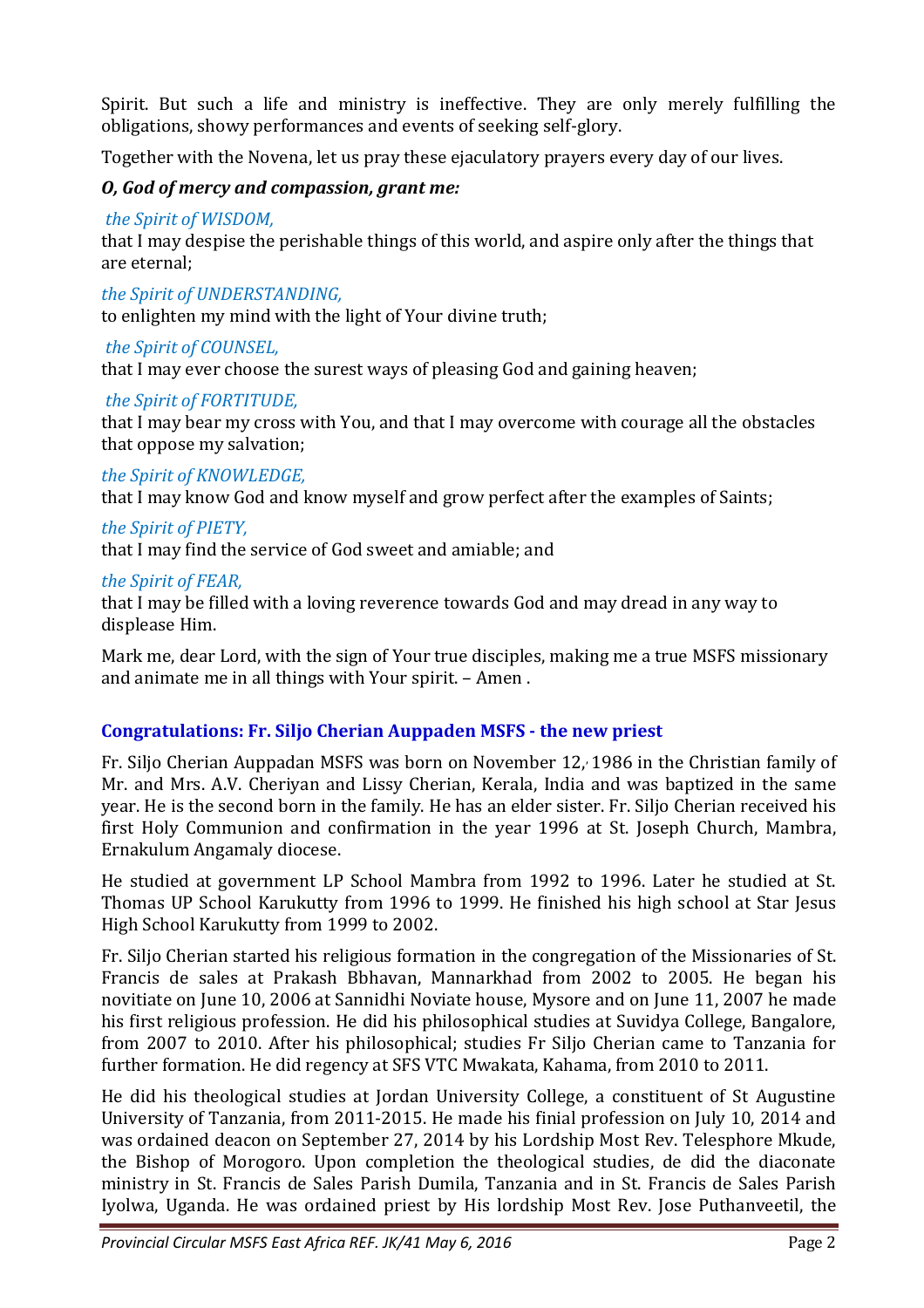Spirit. But such a life and ministry is ineffective. They are only merely fulfilling the obligations, showy performances and events of seeking self-glory.

Together with the Novena, let us pray these ejaculatory prayers every day of our lives.

***O, God of mercy and compassion, grant me:***

*the Spirit of WISDOM,*
that I may despise the perishable things of this world, and aspire only after the things that are eternal;

*the Spirit of UNDERSTANDING,*
to enlighten my mind with the light of Your divine truth;

*the Spirit of COUNSEL,*
that I may ever choose the surest ways of pleasing God and gaining heaven;

*the Spirit of FORTITUDE,*
that I may bear my cross with You, and that I may overcome with courage all the obstacles that oppose my salvation;

*the Spirit of KNOWLEDGE,*
that I may know God and know myself and grow perfect after the examples of Saints;

*the Spirit of PIETY,*
that I may find the service of God sweet and amiable; and

*the Spirit of FEAR,*
that I may be filled with a loving reverence towards God and may dread in any way to displease Him.

Mark me, dear Lord, with the sign of Your true disciples, making me a true MSFS missionary and animate me in all things with Your spirit. – Amen .

## Congratulations: Fr. Siljo Cherian Auppaden MSFS - the new priest

Fr. Siljo Cherian Auppadan MSFS was born on November 12, 1986 in the Christian family of Mr. and Mrs. A.V. Cheriyan and Lissy Cherian, Kerala, India and was baptized in the same year. He is the second born in the family. He has an elder sister. Fr. Siljo Cherian received his first Holy Communion and confirmation in the year 1996 at St. Joseph Church, Mambra, Ernakulum Angamaly diocese.

He studied at government LP School Mambra from 1992 to 1996. Later he studied at St. Thomas UP School Karukutty from 1996 to 1999. He finished his high school at Star Jesus High School Karukutty from 1999 to 2002.

Fr. Siljo Cherian started his religious formation in the congregation of the Missionaries of St. Francis de sales at Prakash Bbhavan, Mannarkhad from 2002 to 2005. He began his novitiate on June 10, 2006 at Sannidhi Noviate house, Mysore and on June 11, 2007 he made his first religious profession. He did his philosophical studies at Suvidya College, Bangalore, from 2007 to 2010. After his philosophical; studies Fr Siljo Cherian came to Tanzania for further formation. He did regency at SFS VTC Mwakata, Kahama, from 2010 to 2011.

He did his theological studies at Jordan University College, a constituent of St Augustine University of Tanzania, from 2011-2015. He made his finial profession on July 10, 2014 and was ordained deacon on September 27, 2014 by his Lordship Most Rev. Telesphore Mkude, the Bishop of Morogoro. Upon completion the theological studies, de did the diaconate ministry in St. Francis de Sales Parish Dumila, Tanzania and in St. Francis de Sales Parish Iyolwa, Uganda. He was ordained priest by His lordship Most Rev. Jose Puthanveetil, the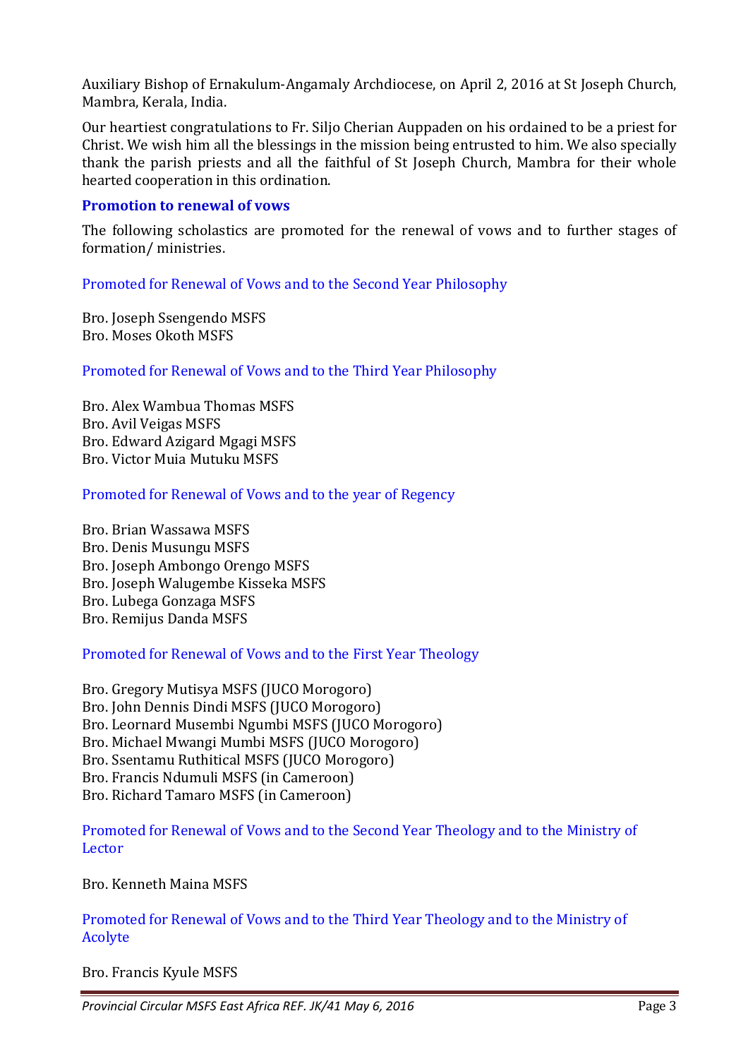Auxiliary Bishop of Ernakulum-Angamaly Archdiocese, on April 2, 2016 at St Joseph Church, Mambra, Kerala, India.

Our heartiest congratulations to Fr. Siljo Cherian Auppaden on his ordained to be a priest for Christ. We wish him all the blessings in the mission being entrusted to him. We also specially thank the parish priests and all the faithful of St Joseph Church, Mambra for their whole hearted cooperation in this ordination.

### Promotion to renewal of vows

The following scholastics are promoted for the renewal of vows and to further stages of formation/ ministries.

#### Promoted for Renewal of Vows and to the Second Year Philosophy

Bro. Joseph Ssengendo MSFS
Bro. Moses Okoth MSFS

#### Promoted for Renewal of Vows and to the Third Year Philosophy

Bro. Alex Wambua Thomas MSFS
Bro. Avil Veigas MSFS
Bro. Edward Azigard Mgagi MSFS
Bro. Victor Muia Mutuku MSFS

#### Promoted for Renewal of Vows and to the year of Regency

Bro. Brian Wassawa MSFS
Bro. Denis Musungu MSFS
Bro. Joseph Ambongo Orengo MSFS
Bro. Joseph Walugembe Kisseka MSFS
Bro. Lubega Gonzaga MSFS
Bro. Remijus Danda MSFS

#### Promoted for Renewal of Vows and to the First Year Theology

Bro. Gregory Mutisya MSFS (JUCO Morogoro)
Bro. John Dennis Dindi MSFS (JUCO Morogoro)
Bro. Leornard Musembi Ngumbi MSFS (JUCO Morogoro)
Bro. Michael Mwangi Mumbi MSFS (JUCO Morogoro)
Bro. Ssentamu Ruthitical MSFS (JUCO Morogoro)
Bro. Francis Ndumuli MSFS (in Cameroon)
Bro. Richard Tamaro MSFS (in Cameroon)

#### Promoted for Renewal of Vows and to the Second Year Theology and to the Ministry of Lector

Bro. Kenneth Maina MSFS

#### Promoted for Renewal of Vows and to the Third Year Theology and to the Ministry of Acolyte

Bro. Francis Kyule MSFS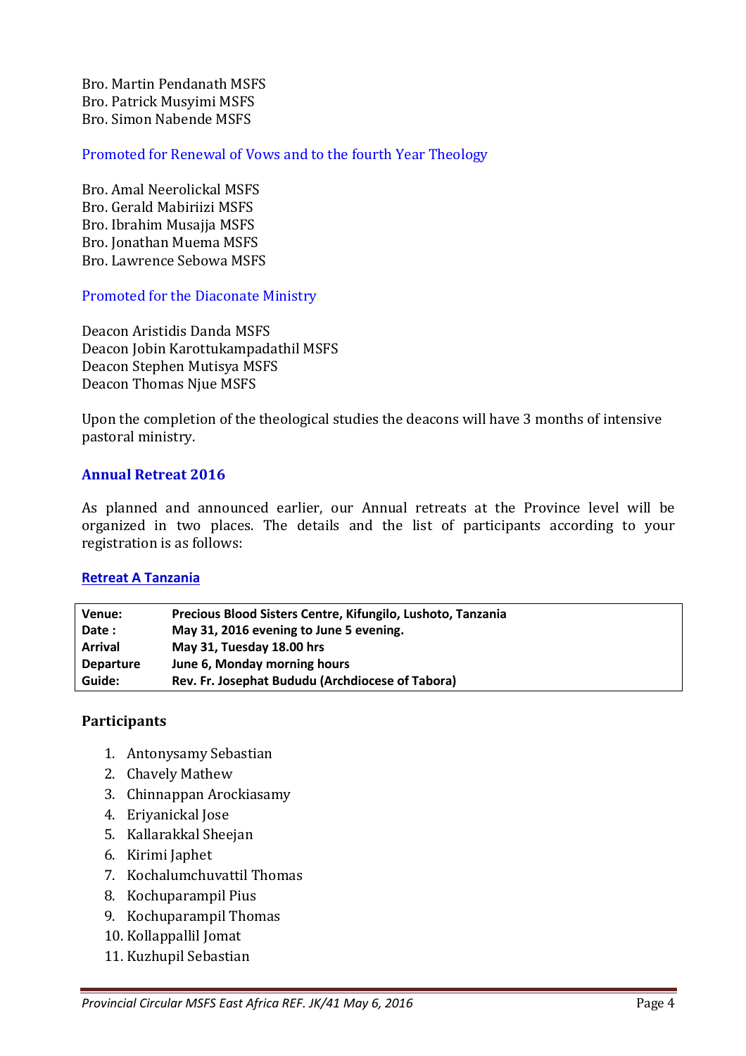Bro. Martin Pendanath MSFS
Bro. Patrick Musyimi MSFS
Bro. Simon Nabende MSFS

Promoted for Renewal of Vows and to the fourth Year Theology

Bro. Amal Neerolickal MSFS
Bro. Gerald Mabiriizi MSFS
Bro. Ibrahim Musajja MSFS
Bro. Jonathan Muema MSFS
Bro. Lawrence Sebowa MSFS

Promoted for the Diaconate Ministry

Deacon Aristidis Danda MSFS
Deacon Jobin Karottukampadathil MSFS
Deacon Stephen Mutisya MSFS
Deacon Thomas Njue MSFS

Upon the completion of the theological studies the deacons will have 3 months of intensive pastoral ministry.

## Annual Retreat 2016

As planned and announced earlier, our Annual retreats at the Province level will be organized in two places. The details and the list of participants according to your registration is as follows:

### Retreat A Tanzania

| | |
|---|---|
| **Venue:** | **Precious Blood Sisters Centre, Kifungilo, Lushoto, Tanzania** |
| **Date :** | **May 31, 2016 evening to June 5 evening.** |
| **Arrival** | **May 31, Tuesday 18.00 hrs** |
| **Departure** | **June 6, Monday morning hours** |
| **Guide:** | **Rev. Fr. Josephat Bududu (Archdiocese of Tabora)** |

### Participants

1. Antonysamy Sebastian
2. Chavely Mathew
3. Chinnappan Arockiasamy
4. Eriyanickal Jose
5. Kallarakkal Sheejan
6. Kirimi Japhet
7. Kochalumchuvattil Thomas
8. Kochuparampil Pius
9. Kochuparampil Thomas
10. Kollappallil Jomat
11. Kuzhupil Sebastian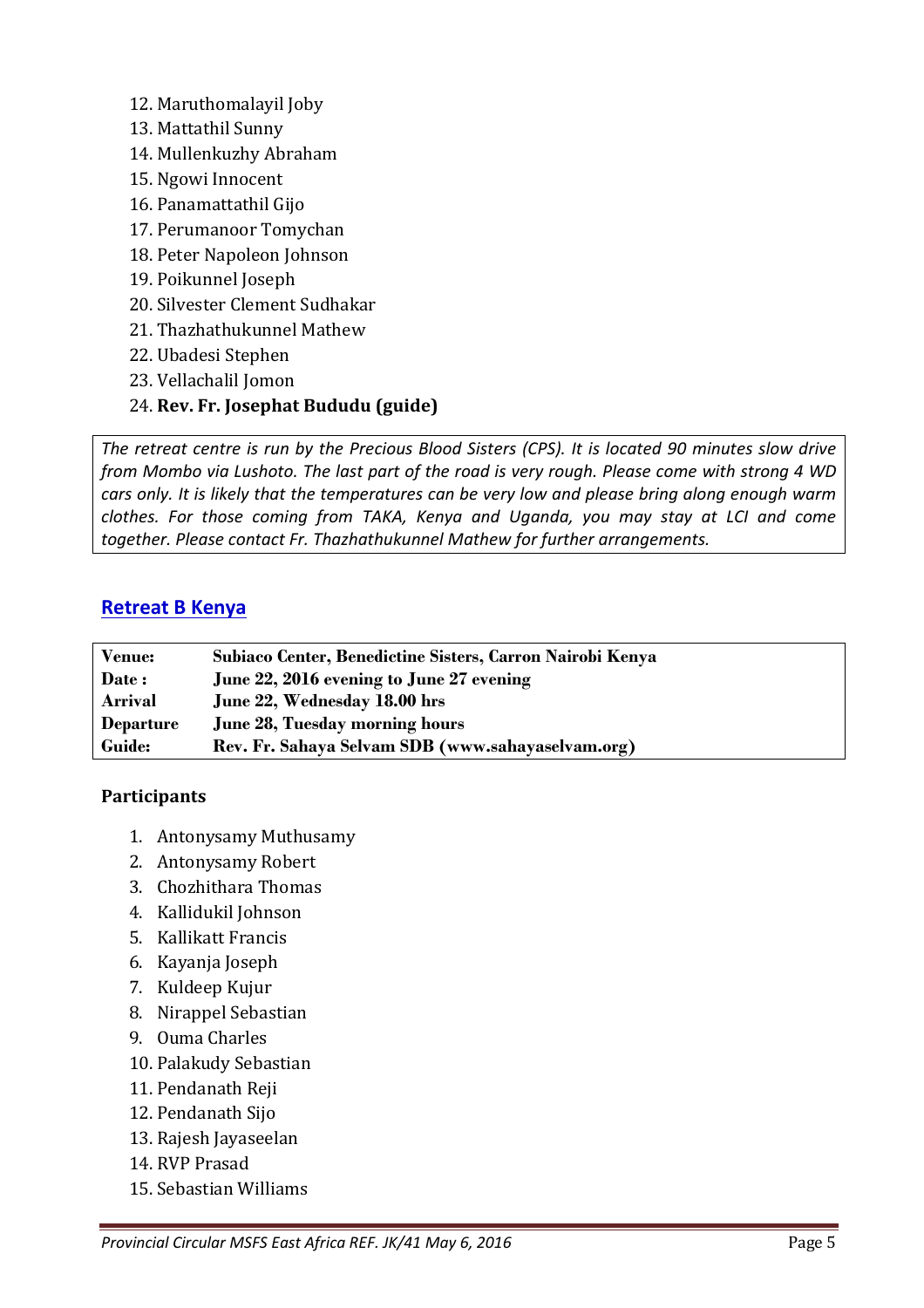12. Maruthomalayil Joby
13. Mattathil Sunny
14. Mullenkuzhy Abraham
15. Ngowi Innocent
16. Panamattathil Gijo
17. Perumanoor Tomychan
18. Peter Napoleon Johnson
19. Poikunnel Joseph
20. Silvester Clement Sudhakar
21. Thazhathukunnel Mathew
22. Ubadesi Stephen
23. Vellachalil Jomon
24. **Rev. Fr. Josephat Bududu (guide)**

*The retreat centre is run by the Precious Blood Sisters (CPS). It is located 90 minutes slow drive from Mombo via Lushoto. The last part of the road is very rough. Please come with strong 4 WD cars only. It is likely that the temperatures can be very low and please bring along enough warm clothes. For those coming from TAKA, Kenya and Uganda, you may stay at LCI and come together. Please contact Fr. Thazhathukunnel Mathew for further arrangements.*

## Retreat B Kenya

| | |
|---|---|
| **Venue:** | **Subiaco Center, Benedictine Sisters, Carron Nairobi Kenya** |
| **Date :** | **June 22, 2016 evening to June 27 evening** |
| **Arrival** | **June 22, Wednesday 18.00 hrs** |
| **Departure** | **June 28, Tuesday morning hours** |
| **Guide:** | **Rev. Fr. Sahaya Selvam SDB (www.sahayaselvam.org)** |

### Participants

1. Antonysamy Muthusamy
2. Antonysamy Robert
3. Chozhithara Thomas
4. Kallidukil Johnson
5. Kallikatt Francis
6. Kayanja Joseph
7. Kuldeep Kujur
8. Nirappel Sebastian
9. Ouma Charles
10. Palakudy Sebastian
11. Pendanath Reji
12. Pendanath Sijo
13. Rajesh Jayaseelan
14. RVP Prasad
15. Sebastian Williams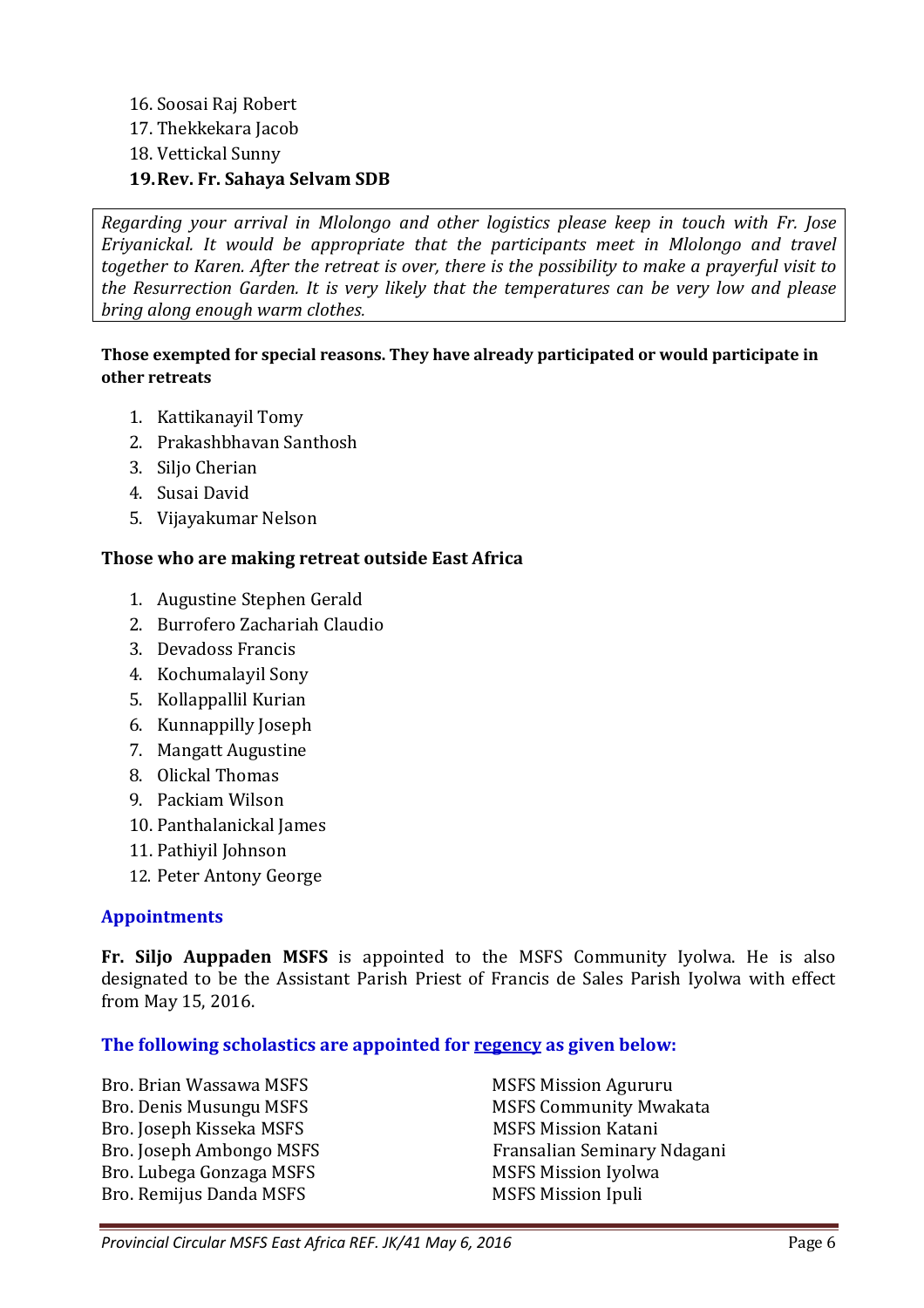16. Soosai Raj Robert
17. Thekkekara Jacob
18. Vettickal Sunny
19. **Rev. Fr. Sahaya Selvam SDB**

*Regarding your arrival in Mlolongo and other logistics please keep in touch with Fr. Jose Eriyanickal. It would be appropriate that the participants meet in Mlolongo and travel together to Karen. After the retreat is over, there is the possibility to make a prayerful visit to the Resurrection Garden. It is very likely that the temperatures can be very low and please bring along enough warm clothes.*

**Those exempted for special reasons. They have already participated or would participate in other retreats**

1. Kattikanayil Tomy
2. Prakashbhavan Santhosh
3. Siljo Cherian
4. Susai David
5. Vijayakumar Nelson

**Those who are making retreat outside East Africa**

1. Augustine Stephen Gerald
2. Burrofero Zachariah Claudio
3. Devadoss Francis
4. Kochumalayil Sony
5. Kollappallil Kurian
6. Kunnappilly Joseph
7. Mangatt Augustine
8. Olickal Thomas
9. Packiam Wilson
10. Panthalanickal James
11. Pathiyil Johnson
12. Peter Antony George

## Appointments

**Fr. Siljo Auppaden MSFS** is appointed to the MSFS Community Iyolwa. He is also designated to be the Assistant Parish Priest of Francis de Sales Parish Iyolwa with effect from May 15, 2016.

### The following scholastics are appointed for <u>regency</u> as given below:

| | |
|---|---|
| Bro. Brian Wassawa MSFS | MSFS Mission Agururu |
| Bro. Denis Musungu MSFS | MSFS Community Mwakata |
| Bro. Joseph Kisseka MSFS | MSFS Mission Katani |
| Bro. Joseph Ambongo MSFS | Fransalian Seminary Ndagani |
| Bro. Lubega Gonzaga MSFS | MSFS Mission Iyolwa |
| Bro. Remijus Danda MSFS | MSFS Mission Ipuli |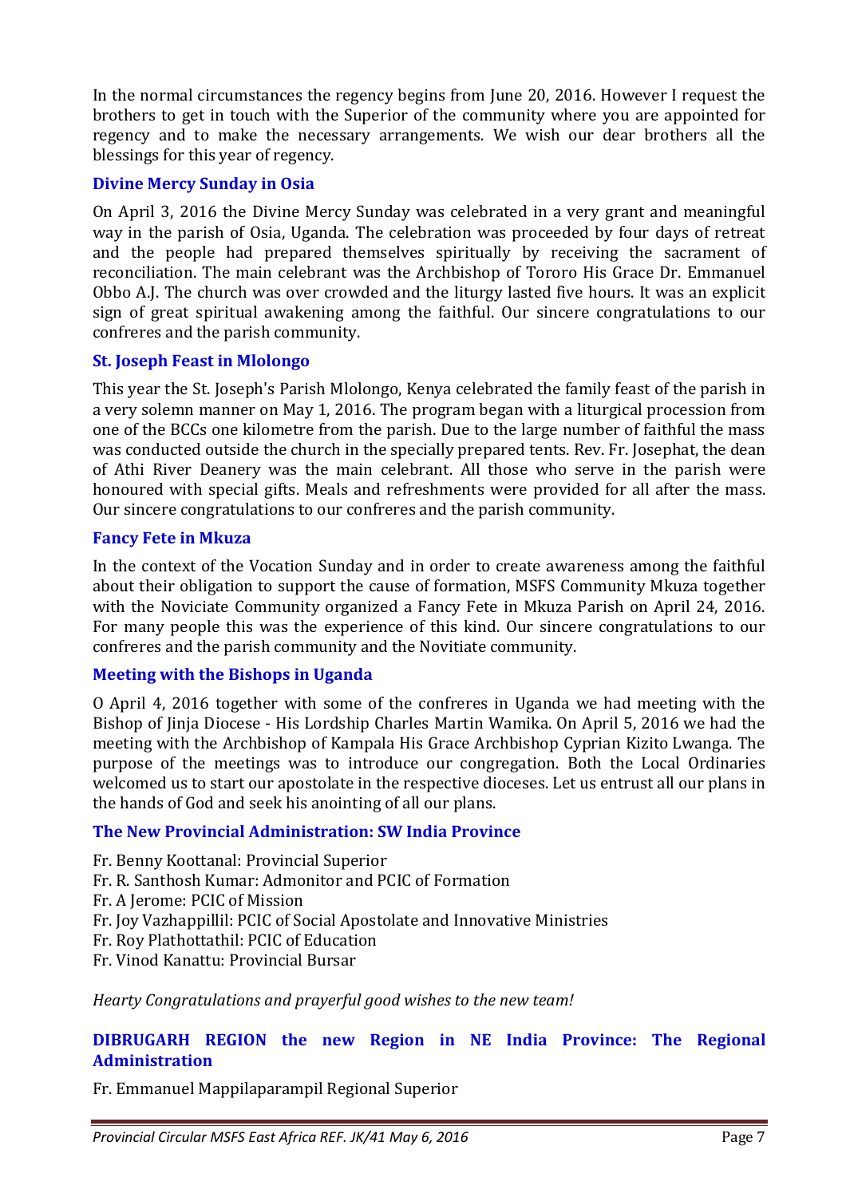In the normal circumstances the regency begins from June 20, 2016. However I request the brothers to get in touch with the Superior of the community where you are appointed for regency and to make the necessary arrangements. We wish our dear brothers all the blessings for this year of regency.

### Divine Mercy Sunday in Osia

On April 3, 2016 the Divine Mercy Sunday was celebrated in a very grant and meaningful way in the parish of Osia, Uganda. The celebration was proceeded by four days of retreat and the people had prepared themselves spiritually by receiving the sacrament of reconciliation. The main celebrant was the Archbishop of Tororo His Grace Dr. Emmanuel Obbo A.J. The church was over crowded and the liturgy lasted five hours. It was an explicit sign of great spiritual awakening among the faithful. Our sincere congratulations to our confreres and the parish community.

### St. Joseph Feast in Mlolongo

This year the St. Joseph's Parish Mlolongo, Kenya celebrated the family feast of the parish in a very solemn manner on May 1, 2016. The program began with a liturgical procession from one of the BCCs one kilometre from the parish. Due to the large number of faithful the mass was conducted outside the church in the specially prepared tents. Rev. Fr. Josephat, the dean of Athi River Deanery was the main celebrant. All those who serve in the parish were honoured with special gifts. Meals and refreshments were provided for all after the mass. Our sincere congratulations to our confreres and the parish community.

### Fancy Fete in Mkuza

In the context of the Vocation Sunday and in order to create awareness among the faithful about their obligation to support the cause of formation, MSFS Community Mkuza together with the Noviciate Community organized a Fancy Fete in Mkuza Parish on April 24, 2016. For many people this was the experience of this kind. Our sincere congratulations to our confreres and the parish community and the Novitiate community.

### Meeting with the Bishops in Uganda

O April 4, 2016 together with some of the confreres in Uganda we had meeting with the Bishop of Jinja Diocese - His Lordship Charles Martin Wamika. On April 5, 2016 we had the meeting with the Archbishop of Kampala His Grace Archbishop Cyprian Kizito Lwanga. The purpose of the meetings was to introduce our congregation. Both the Local Ordinaries welcomed us to start our apostolate in the respective dioceses. Let us entrust all our plans in the hands of God and seek his anointing of all our plans.

### The New Provincial Administration: SW India Province

Fr. Benny Koottanal: Provincial Superior
Fr. R. Santhosh Kumar: Admonitor and PCIC of Formation
Fr. A Jerome: PCIC of Mission
Fr. Joy Vazhappillil: PCIC of Social Apostolate and Innovative Ministries
Fr. Roy Plathottathil: PCIC of Education
Fr. Vinod Kanattu: Provincial Bursar

*Hearty Congratulations and prayerful good wishes to the new team!*

### DIBRUGARH REGION the new Region in NE India Province: The Regional Administration

Fr. Emmanuel Mappilaparampil Regional Superior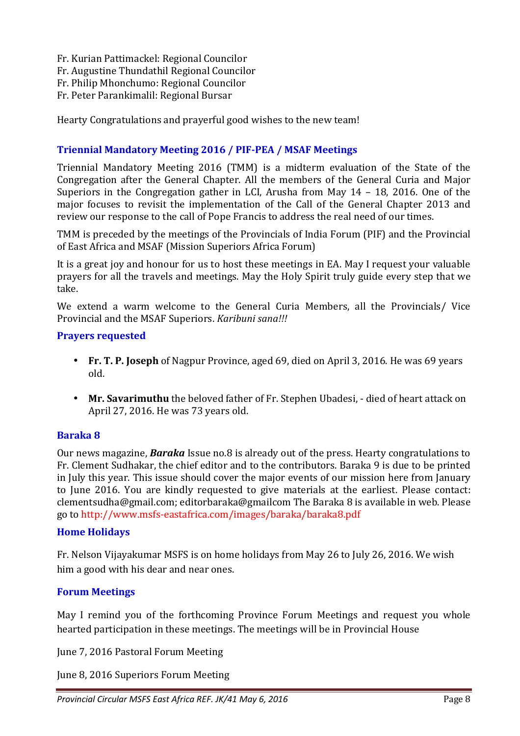Fr. Kurian Pattimackel: Regional Councilor
Fr. Augustine Thundathil Regional Councilor
Fr. Philip Mhonchumo: Regional Councilor
Fr. Peter Parankimalil: Regional Bursar

Hearty Congratulations and prayerful good wishes to the new team!

### Triennial Mandatory Meeting 2016 / PIF-PEA / MSAF Meetings

Triennial Mandatory Meeting 2016 (TMM) is a midterm evaluation of the State of the Congregation after the General Chapter. All the members of the General Curia and Major Superiors in the Congregation gather in LCI, Arusha from May 14 – 18, 2016. One of the major focuses to revisit the implementation of the Call of the General Chapter 2013 and review our response to the call of Pope Francis to address the real need of our times.

TMM is preceded by the meetings of the Provincials of India Forum (PIF) and the Provincial of East Africa and MSAF (Mission Superiors Africa Forum)

It is a great joy and honour for us to host these meetings in EA. May I request your valuable prayers for all the travels and meetings. May the Holy Spirit truly guide every step that we take.

We extend a warm welcome to the General Curia Members, all the Provincials/ Vice Provincial and the MSAF Superiors. *Karibuni sana!!!*

### Prayers requested

- **Fr. T. P. Joseph** of Nagpur Province, aged 69, died on April 3, 2016. He was 69 years old.
- **Mr. Savarimuthu** the beloved father of Fr. Stephen Ubadesi, - died of heart attack on April 27, 2016. He was 73 years old.

### Baraka 8

Our news magazine, ***Baraka*** Issue no.8 is already out of the press. Hearty congratulations to Fr. Clement Sudhakar, the chief editor and to the contributors. Baraka 9 is due to be printed in July this year. This issue should cover the major events of our mission here from January to June 2016. You are kindly requested to give materials at the earliest. Please contact: clementsudha@gmail.com; editorbaraka@gmailcom The Baraka 8 is available in web. Please go to http://www.msfs-eastafrica.com/images/baraka/baraka8.pdf

### Home Holidays

Fr. Nelson Vijayakumar MSFS is on home holidays from May 26 to July 26, 2016. We wish him a good with his dear and near ones.

### Forum Meetings

May I remind you of the forthcoming Province Forum Meetings and request you whole hearted participation in these meetings. The meetings will be in Provincial House

June 7, 2016 Pastoral Forum Meeting

June 8, 2016 Superiors Forum Meeting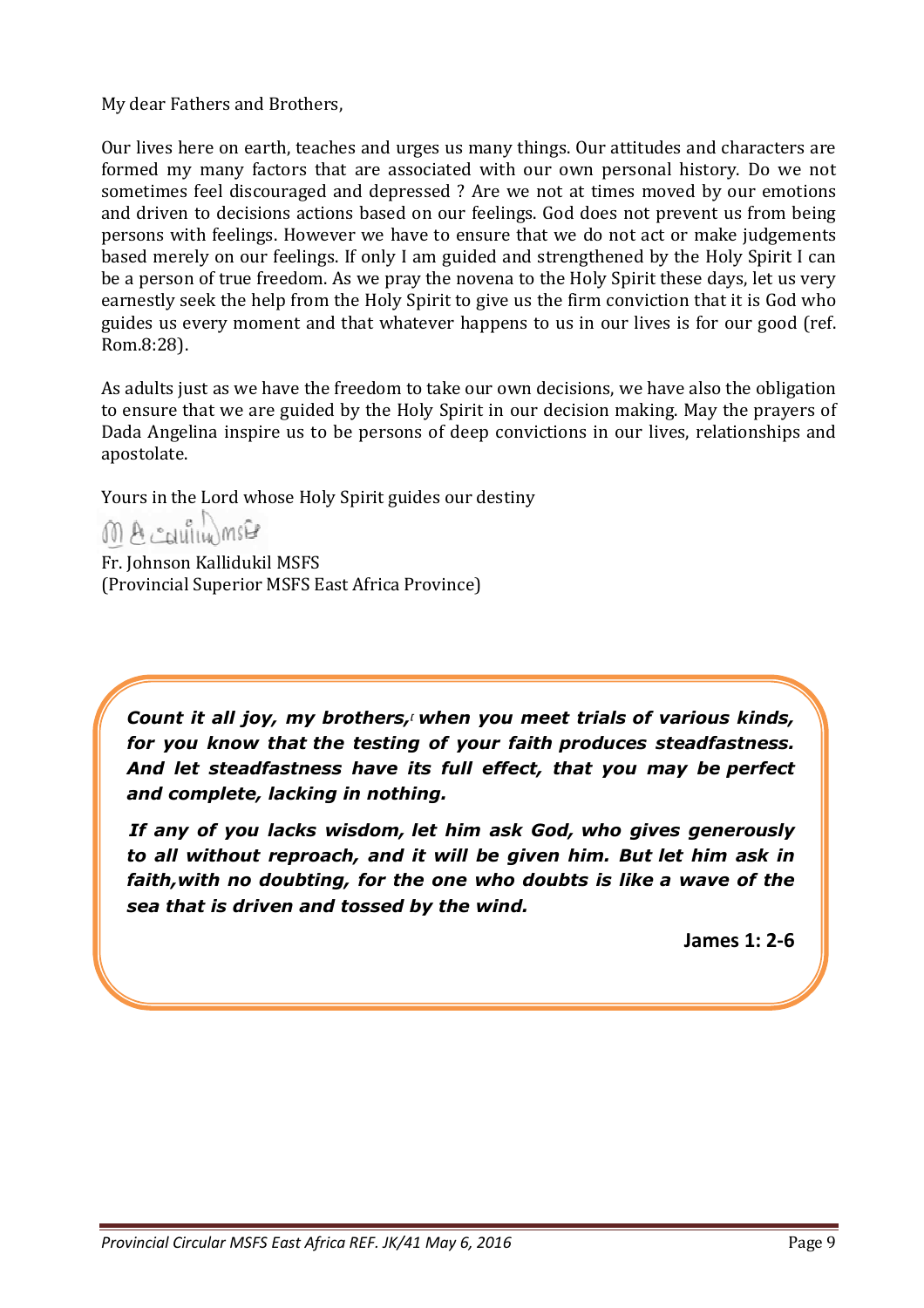My dear Fathers and Brothers,

Our lives here on earth, teaches and urges us many things. Our attitudes and characters are formed my many factors that are associated with our own personal history. Do we not sometimes feel discouraged and depressed ? Are we not at times moved by our emotions and driven to decisions actions based on our feelings. God does not prevent us from being persons with feelings. However we have to ensure that we do not act or make judgements based merely on our feelings. If only I am guided and strengthened by the Holy Spirit I can be a person of true freedom. As we pray the novena to the Holy Spirit these days, let us very earnestly seek the help from the Holy Spirit to give us the firm conviction that it is God who guides us every moment and that whatever happens to us in our lives is for our good (ref. Rom.8:28).

As adults just as we have the freedom to take our own decisions, we have also the obligation to ensure that we are guided by the Holy Spirit in our decision making. May the prayers of Dada Angelina inspire us to be persons of deep convictions in our lives, relationships and apostolate.

Yours in the Lord whose Holy Spirit guides our destiny

Fr. Johnson Kallidukil MSFS
(Provincial Superior MSFS East Africa Province)

***Count it all joy, my brothers,[f] when you meet trials of various kinds, for you know that the testing of your faith produces steadfastness. And let steadfastness have its full effect, that you may be perfect and complete, lacking in nothing.***

***If any of you lacks wisdom, let him ask God, who gives generously to all without reproach, and it will be given him. But let him ask in faith,with no doubting, for the one who doubts is like a wave of the sea that is driven and tossed by the wind.***

**James 1: 2-6**